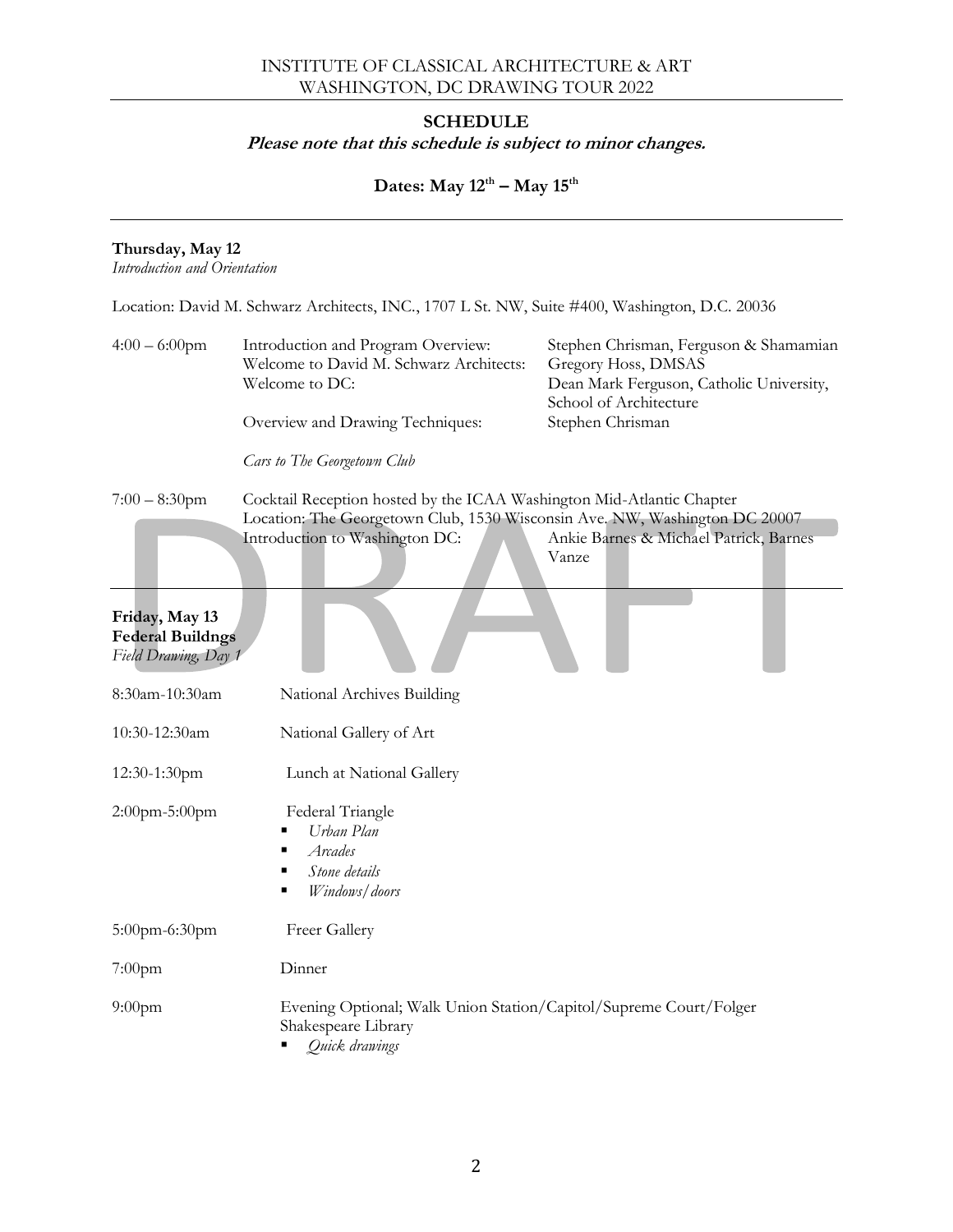INSTITUTE OF CLASSICAL ARCHITECTURE & ART
WASHINGTON, DC DRAWING TOUR 2022

## SCHEDULE

***Please note that this schedule is subject to minor changes.***

**Dates: May 12th – May 15th**

---

### Thursday, May 12

*Introduction and Orientation*

Location: David M. Schwarz Architects, INC., 1707 L St. NW, Suite #400, Washington, D.C. 20036

| | | |
|---|---|---|
| 4:00 – 6:00pm | Introduction and Program Overview: | Stephen Chrisman, Ferguson & Shamamian |
| | Welcome to David M. Schwarz Architects: | Gregory Hoss, DMSAS |
| | Welcome to DC: | Dean Mark Ferguson, Catholic University, School of Architecture |
| | Overview and Drawing Techniques: | Stephen Chrisman |
| | *Cars to The Georgetown Club* | |
| 7:00 – 8:30pm | Cocktail Reception hosted by the ICAA Washington Mid-Atlantic Chapter<br>Location: The Georgetown Club, 1530 Wisconsin Ave. NW, Washington DC 20007 | |
| | Introduction to Washington DC: | Ankie Barnes & Michael Patrick, Barnes Vanze |

---

### Friday, May 13
**Federal Buildngs**
*Field Drawing, Day 1*

8:30am-10:30am — National Archives Building

10:30-12:30am — National Gallery of Art

12:30-1:30pm — Lunch at National Gallery

2:00pm-5:00pm — Federal Triangle
- *Urban Plan*
- *Arcades*
- *Stone details*
- *Windows/doors*

5:00pm-6:30pm — Freer Gallery

7:00pm — Dinner

9:00pm — Evening Optional; Walk Union Station/Capitol/Supreme Court/Folger Shakespeare Library
- *Quick drawings*

DRAFT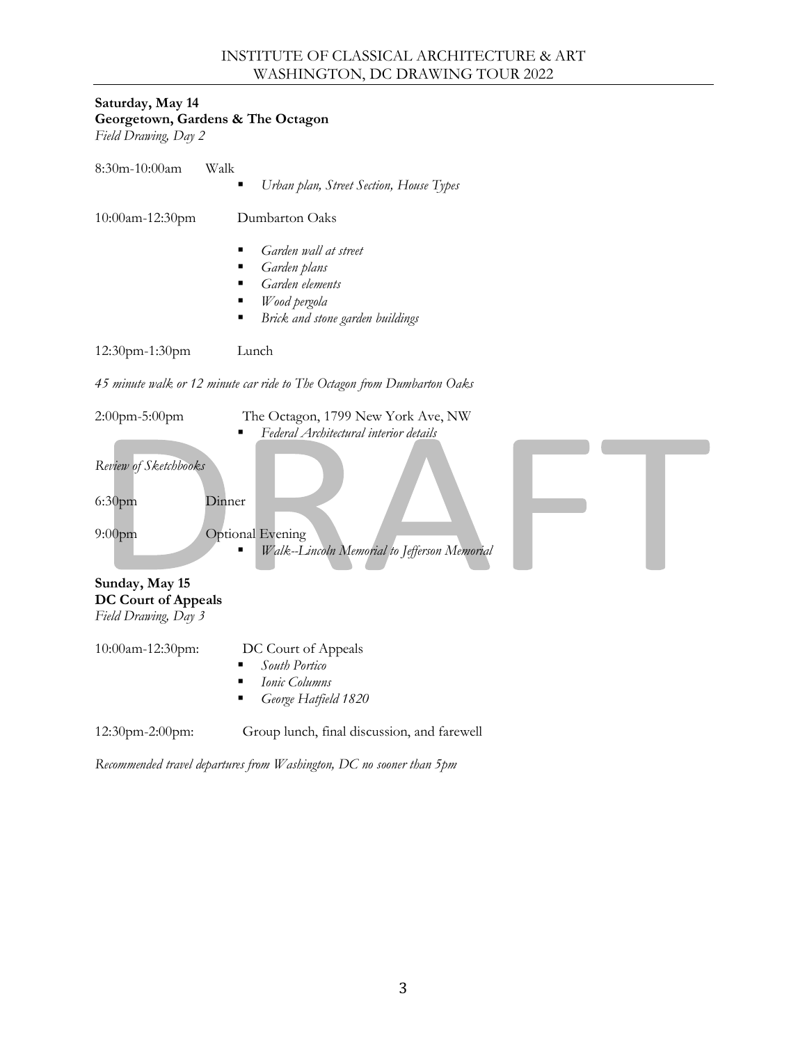**Saturday, May 14**
**Georgetown, Gardens & The Octagon**
*Field Drawing, Day 2*

8:30m-10:00am Walk

- *Urban plan, Street Section, House Types*

10:00am-12:30pm Dumbarton Oaks

- *Garden wall at street*
- *Garden plans*
- *Garden elements*
- *Wood pergola*
- *Brick and stone garden buildings*

12:30pm-1:30pm Lunch

*45 minute walk or 12 minute car ride to The Octagon from Dumbarton Oaks*

2:00pm-5:00pm The Octagon, 1799 New York Ave, NW

- *Federal Architectural interior details*

*Review of Sketchbooks*

6:30pm Dinner

9:00pm Optional Evening

- *Walk--Lincoln Memorial to Jefferson Memorial*

**Sunday, May 15**
**DC Court of Appeals**
*Field Drawing, Day 3*

10:00am-12:30pm: DC Court of Appeals

- *South Portico*
- *Ionic Columns*
- *George Hatfield 1820*

12:30pm-2:00pm: Group lunch, final discussion, and farewell

*Recommended travel departures from Washington, DC no sooner than 5pm*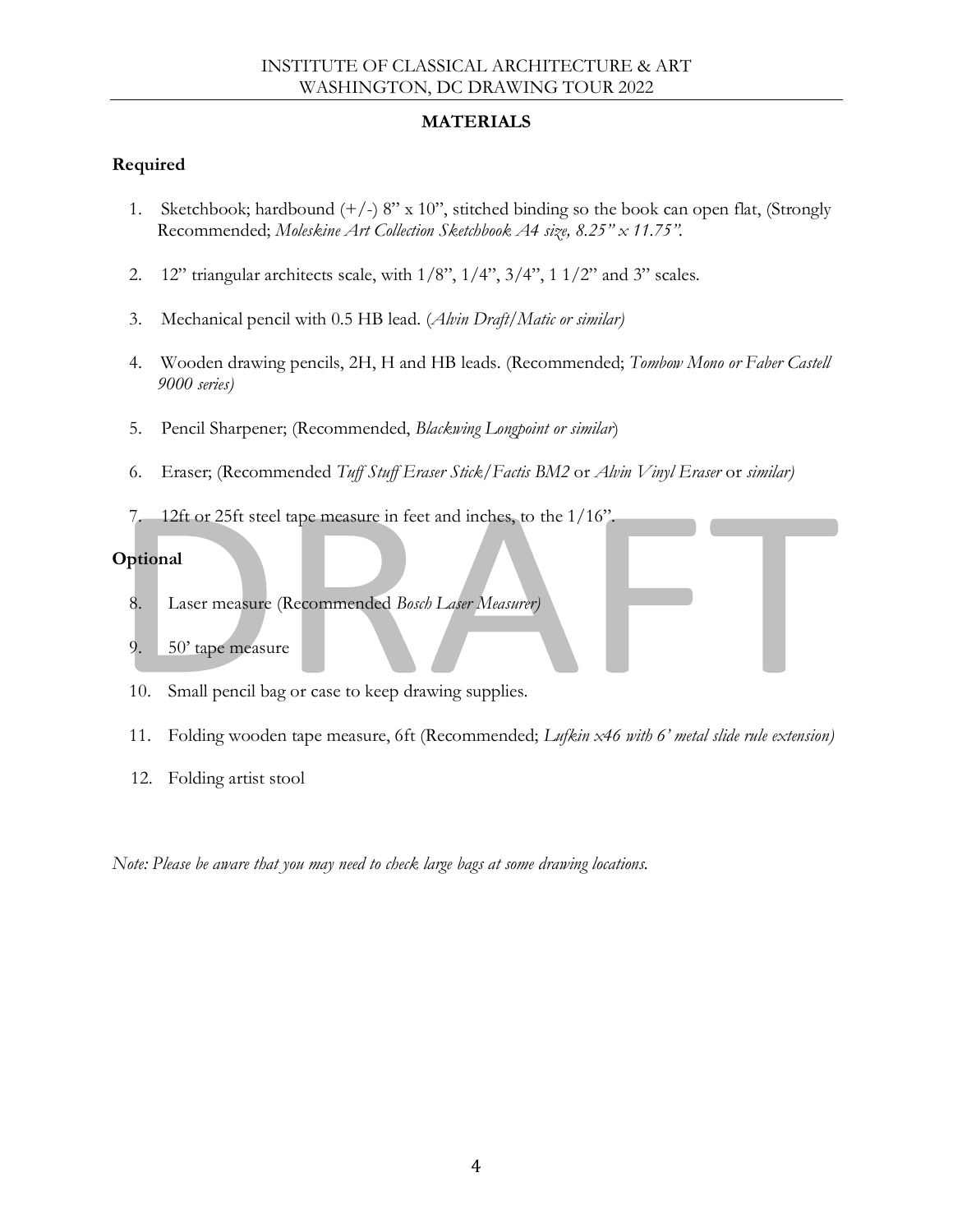## MATERIALS

### Required

1. Sketchbook; hardbound (+/-) 8" x 10", stitched binding so the book can open flat, (Strongly Recommended; *Moleskine Art Collection Sketchbook A4 size, 8.25" x 11.75"*.
2. 12" triangular architects scale, with 1/8", 1/4", 3/4", 1 1/2" and 3" scales.
3. Mechanical pencil with 0.5 HB lead. (*Alvin Draft/Matic or similar)*
4. Wooden drawing pencils, 2H, H and HB leads. (Recommended; *Tombow Mono or Faber Castell 9000 series)*
5. Pencil Sharpener; (Recommended, *Blackwing Longpoint or similar*)
6. Eraser; (Recommended *Tuff Stuff Eraser Stick/Factis BM2* or *Alvin Vinyl Eraser* or *similar)*
7. 12ft or 25ft steel tape measure in feet and inches, to the 1/16".

### Optional

8. Laser measure (Recommended *Bosch Laser Measurer)*
9. 50' tape measure
10. Small pencil bag or case to keep drawing supplies.
11. Folding wooden tape measure, 6ft (Recommended; *Lufkin x46 with 6' metal slide rule extension)*
12. Folding artist stool

*Note: Please be aware that you may need to check large bags at some drawing locations.*